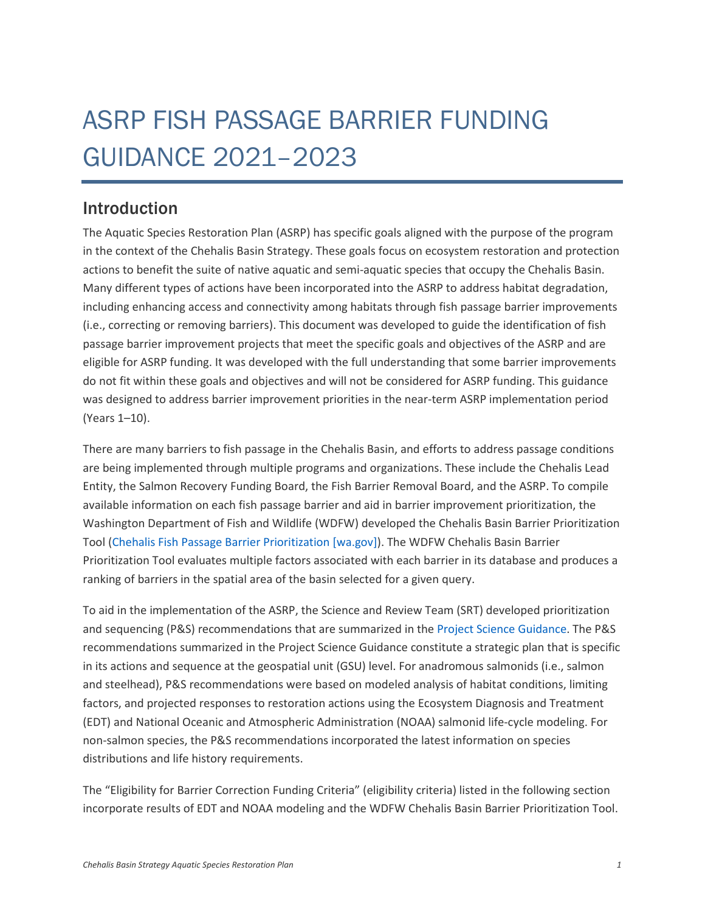# ASRP FISH PASSAGE BARRIER FUNDING GUIDANCE 2021–2023

## Introduction

The Aquatic Species Restoration Plan (ASRP) has specific goals aligned with the purpose of the program in the context of the Chehalis Basin Strategy. These goals focus on ecosystem restoration and protection actions to benefit the suite of native aquatic and semi-aquatic species that occupy the Chehalis Basin. Many different types of actions have been incorporated into the ASRP to address habitat degradation, including enhancing access and connectivity among habitats through fish passage barrier improvements (i.e., correcting or removing barriers). This document was developed to guide the identification of fish passage barrier improvement projects that meet the specific goals and objectives of the ASRP and are eligible for ASRP funding. It was developed with the full understanding that some barrier improvements do not fit within these goals and objectives and will not be considered for ASRP funding. This guidance was designed to address barrier improvement priorities in the near-term ASRP implementation period (Years 1–10).

There are many barriers to fish passage in the Chehalis Basin, and efforts to address passage conditions are being implemented through multiple programs and organizations. These include the Chehalis Lead Entity, the Salmon Recovery Funding Board, the Fish Barrier Removal Board, and the ASRP. To compile available information on each fish passage barrier and aid in barrier improvement prioritization, the Washington Department of Fish and Wildlife (WDFW) developed the Chehalis Basin Barrier Prioritization Tool (Chehalis Fish Passage Barrier Prioritization [wa.gov]). The WDFW Chehalis Basin Barrier Prioritization Tool evaluates multiple factors associated with each barrier in its database and produces a ranking of barriers in the spatial area of the basin selected for a given query.

To aid in the implementation of the ASRP, the Science and Review Team (SRT) developed prioritization and sequencing (P&S) recommendations that are summarized in the Project Science Guidance. The P&S recommendations summarized in the Project Science Guidance constitute a strategic plan that is specific in its actions and sequence at the geospatial unit (GSU) level. For anadromous salmonids (i.e., salmon and steelhead), P&S recommendations were based on modeled analysis of habitat conditions, limiting factors, and projected responses to restoration actions using the Ecosystem Diagnosis and Treatment (EDT) and National Oceanic and Atmospheric Administration (NOAA) salmonid life-cycle modeling. For non-salmon species, the P&S recommendations incorporated the latest information on species distributions and life history requirements.

The "Eligibility for Barrier Correction Funding Criteria" (eligibility criteria) listed in the following section incorporate results of EDT and NOAA modeling and the WDFW Chehalis Basin Barrier Prioritization Tool.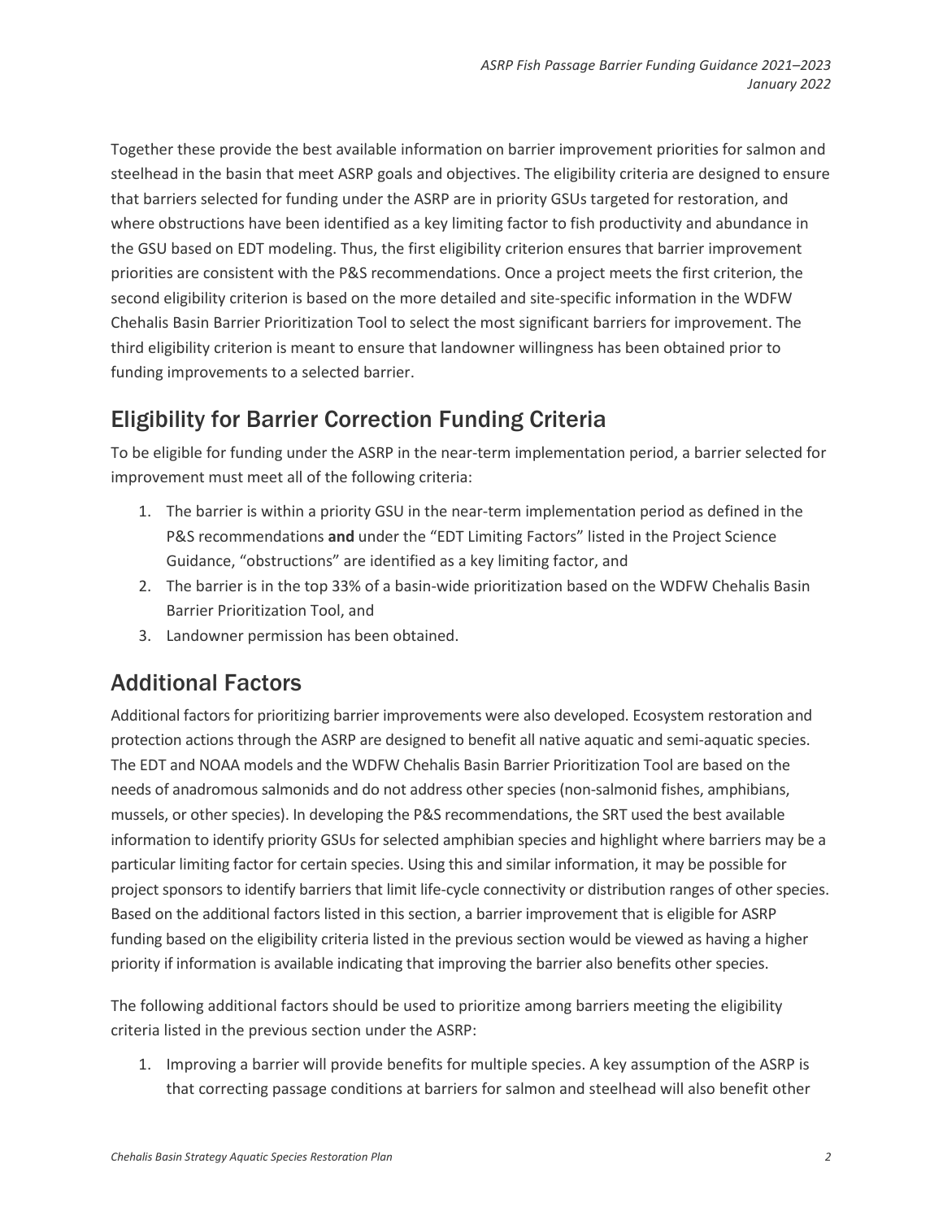Together these provide the best available information on barrier improvement priorities for salmon and steelhead in the basin that meet ASRP goals and objectives. The eligibility criteria are designed to ensure that barriers selected for funding under the ASRP are in priority GSUs targeted for restoration, and where obstructions have been identified as a key limiting factor to fish productivity and abundance in the GSU based on EDT modeling. Thus, the first eligibility criterion ensures that barrier improvement priorities are consistent with the P&S recommendations. Once a project meets the first criterion, the second eligibility criterion is based on the more detailed and site-specific information in the WDFW Chehalis Basin Barrier Prioritization Tool to select the most significant barriers for improvement. The third eligibility criterion is meant to ensure that landowner willingness has been obtained prior to funding improvements to a selected barrier.

## Eligibility for Barrier Correction Funding Criteria

To be eligible for funding under the ASRP in the near-term implementation period, a barrier selected for improvement must meet all of the following criteria:

1. The barrier is within a priority GSU in the near-term implementation period as defined in the P&S recommendations **and** under the "EDT Limiting Factors" listed in the Project Science Guidance, "obstructions" are identified as a key limiting factor, and
2. The barrier is in the top 33% of a basin-wide prioritization based on the WDFW Chehalis Basin Barrier Prioritization Tool, and
3. Landowner permission has been obtained.

## Additional Factors

Additional factors for prioritizing barrier improvements were also developed. Ecosystem restoration and protection actions through the ASRP are designed to benefit all native aquatic and semi-aquatic species. The EDT and NOAA models and the WDFW Chehalis Basin Barrier Prioritization Tool are based on the needs of anadromous salmonids and do not address other species (non-salmonid fishes, amphibians, mussels, or other species). In developing the P&S recommendations, the SRT used the best available information to identify priority GSUs for selected amphibian species and highlight where barriers may be a particular limiting factor for certain species. Using this and similar information, it may be possible for project sponsors to identify barriers that limit life-cycle connectivity or distribution ranges of other species. Based on the additional factors listed in this section, a barrier improvement that is eligible for ASRP funding based on the eligibility criteria listed in the previous section would be viewed as having a higher priority if information is available indicating that improving the barrier also benefits other species.

The following additional factors should be used to prioritize among barriers meeting the eligibility criteria listed in the previous section under the ASRP:

1. Improving a barrier will provide benefits for multiple species. A key assumption of the ASRP is that correcting passage conditions at barriers for salmon and steelhead will also benefit other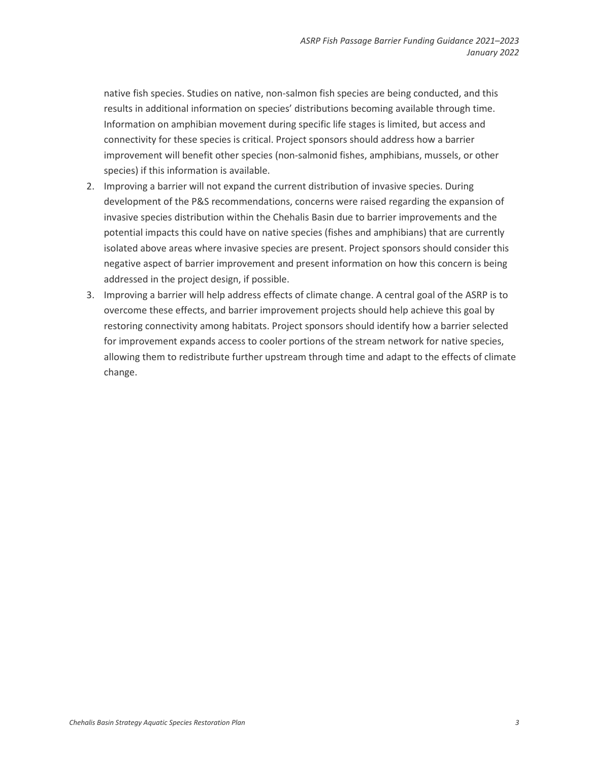native fish species. Studies on native, non-salmon fish species are being conducted, and this results in additional information on species' distributions becoming available through time. Information on amphibian movement during specific life stages is limited, but access and connectivity for these species is critical. Project sponsors should address how a barrier improvement will benefit other species (non-salmonid fishes, amphibians, mussels, or other species) if this information is available.

2. Improving a barrier will not expand the current distribution of invasive species. During development of the P&S recommendations, concerns were raised regarding the expansion of invasive species distribution within the Chehalis Basin due to barrier improvements and the potential impacts this could have on native species (fishes and amphibians) that are currently isolated above areas where invasive species are present. Project sponsors should consider this negative aspect of barrier improvement and present information on how this concern is being addressed in the project design, if possible.
3. Improving a barrier will help address effects of climate change. A central goal of the ASRP is to overcome these effects, and barrier improvement projects should help achieve this goal by restoring connectivity among habitats. Project sponsors should identify how a barrier selected for improvement expands access to cooler portions of the stream network for native species, allowing them to redistribute further upstream through time and adapt to the effects of climate change.